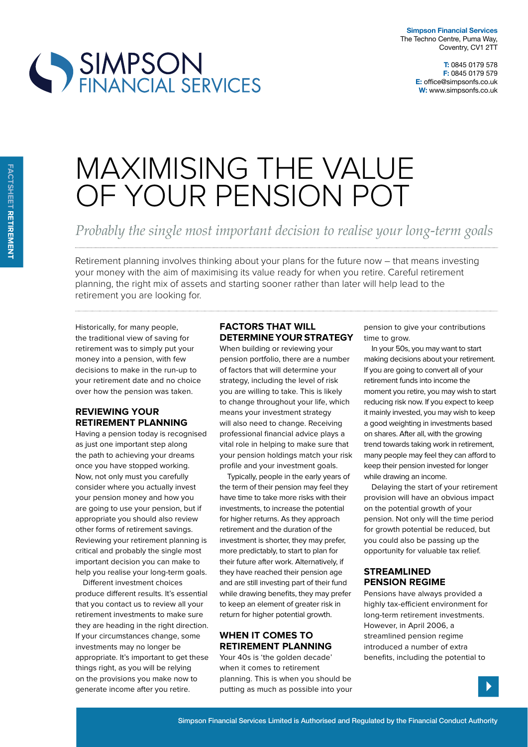**Simpson Financial Services**
The Techno Centre, Puma Way,
Coventry, CV1 2TT

**T:** 0845 0179 578
**F:** 0845 0179 579
**E:** office@simpsonfs.co.uk
**W:** www.simpsonfs.co.uk

FACTSHEET **RETIREMENT**

# MAXIMISING THE VALUE OF YOUR PENSION POT

*Probably the single most important decision to realise your long-term goals*

Retirement planning involves thinking about your plans for the future now – that means investing your money with the aim of maximising its value ready for when you retire. Careful retirement planning, the right mix of assets and starting sooner rather than later will help lead to the retirement you are looking for.

Historically, for many people, the traditional view of saving for retirement was to simply put your money into a pension, with few decisions to make in the run-up to your retirement date and no choice over how the pension was taken.

## REVIEWING YOUR RETIREMENT PLANNING

Having a pension today is recognised as just one important step along the path to achieving your dreams once you have stopped working. Now, not only must you carefully consider where you actually invest your pension money and how you are going to use your pension, but if appropriate you should also review other forms of retirement savings. Reviewing your retirement planning is critical and probably the single most important decision you can make to help you realise your long-term goals.

Different investment choices produce different results. It's essential that you contact us to review all your retirement investments to make sure they are heading in the right direction. If your circumstances change, some investments may no longer be appropriate. It's important to get these things right, as you will be relying on the provisions you make now to generate income after you retire.

## FACTORS THAT WILL DETERMINE YOUR STRATEGY

When building or reviewing your pension portfolio, there are a number of factors that will determine your strategy, including the level of risk you are willing to take. This is likely to change throughout your life, which means your investment strategy will also need to change. Receiving professional financial advice plays a vital role in helping to make sure that your pension holdings match your risk profile and your investment goals.

Typically, people in the early years of the term of their pension may feel they have time to take more risks with their investments, to increase the potential for higher returns. As they approach retirement and the duration of the investment is shorter, they may prefer, more predictably, to start to plan for their future after work. Alternatively, if they have reached their pension age and are still investing part of their fund while drawing benefits, they may prefer to keep an element of greater risk in return for higher potential growth.

## WHEN IT COMES TO RETIREMENT PLANNING

Your 40s is 'the golden decade' when it comes to retirement planning. This is when you should be putting as much as possible into your pension to give your contributions time to grow.

In your 50s, you may want to start making decisions about your retirement. If you are going to convert all of your retirement funds into income the moment you retire, you may wish to start reducing risk now. If you expect to keep it mainly invested, you may wish to keep a good weighting in investments based on shares. After all, with the growing trend towards taking work in retirement, many people may feel they can afford to keep their pension invested for longer while drawing an income.

Delaying the start of your retirement provision will have an obvious impact on the potential growth of your pension. Not only will the time period for growth potential be reduced, but you could also be passing up the opportunity for valuable tax relief.

## STREAMLINED PENSION REGIME

Pensions have always provided a highly tax-efficient environment for long-term retirement investments. However, in April 2006, a streamlined pension regime introduced a number of extra benefits, including the potential to

Simpson Financial Services Limited is Authorised and Regulated by the Financial Conduct Authority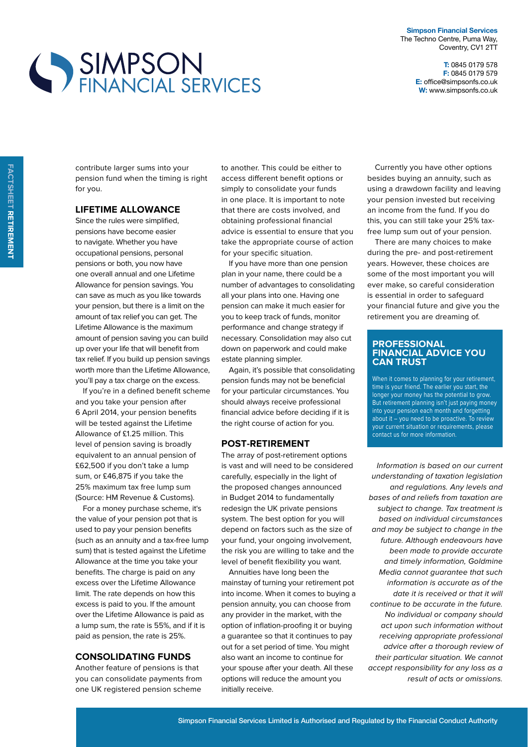contribute larger sums into your pension fund when the timing is right for you.

## LIFETIME ALLOWANCE

Since the rules were simplified, pensions have become easier to navigate. Whether you have occupational pensions, personal pensions or both, you now have one overall annual and one Lifetime Allowance for pension savings. You can save as much as you like towards your pension, but there is a limit on the amount of tax relief you can get. The Lifetime Allowance is the maximum amount of pension saving you can build up over your life that will benefit from tax relief. If you build up pension savings worth more than the Lifetime Allowance, you'll pay a tax charge on the excess.

If you're in a defined benefit scheme and you take your pension after 6 April 2014, your pension benefits will be tested against the Lifetime Allowance of £1.25 million. This level of pension saving is broadly equivalent to an annual pension of £62,500 if you don't take a lump sum, or £46,875 if you take the 25% maximum tax free lump sum (Source: HM Revenue & Customs).

For a money purchase scheme, it's the value of your pension pot that is used to pay your pension benefits (such as an annuity and a tax-free lump sum) that is tested against the Lifetime Allowance at the time you take your benefits. The charge is paid on any excess over the Lifetime Allowance limit. The rate depends on how this excess is paid to you. If the amount over the Lifetime Allowance is paid as a lump sum, the rate is 55%, and if it is paid as pension, the rate is 25%.

## CONSOLIDATING FUNDS

Another feature of pensions is that you can consolidate payments from one UK registered pension scheme to another. This could be either to access different benefit options or simply to consolidate your funds in one place. It is important to note that there are costs involved, and obtaining professional financial advice is essential to ensure that you take the appropriate course of action for your specific situation.

If you have more than one pension plan in your name, there could be a number of advantages to consolidating all your plans into one. Having one pension can make it much easier for you to keep track of funds, monitor performance and change strategy if necessary. Consolidation may also cut down on paperwork and could make estate planning simpler.

Again, it's possible that consolidating pension funds may not be beneficial for your particular circumstances. You should always receive professional financial advice before deciding if it is the right course of action for you.

## POST-RETIREMENT

The array of post-retirement options is vast and will need to be considered carefully, especially in the light of the proposed changes announced in Budget 2014 to fundamentally redesign the UK private pensions system. The best option for you will depend on factors such as the size of your fund, your ongoing involvement, the risk you are willing to take and the level of benefit flexibility you want.

Annuities have long been the mainstay of turning your retirement pot into income. When it comes to buying a pension annuity, you can choose from any provider in the market, with the option of inflation-proofing it or buying a guarantee so that it continues to pay out for a set period of time. You might also want an income to continue for your spouse after your death. All these options will reduce the amount you initially receive.

Currently you have other options besides buying an annuity, such as using a drawdown facility and leaving your pension invested but receiving an income from the fund. If you do this, you can still take your 25% tax-free lump sum out of your pension.

There are many choices to make during the pre- and post-retirement years. However, these choices are some of the most important you will ever make, so careful consideration is essential in order to safeguard your financial future and give you the retirement you are dreaming of.

## PROFESSIONAL FINANCIAL ADVICE YOU CAN TRUST

When it comes to planning for your retirement, time is your friend. The earlier you start, the longer your money has the potential to grow. But retirement planning isn't just paying money into your pension each month and forgetting about it – you need to be proactive. To review your current situation or requirements, please contact us for more information.

*Information is based on our current understanding of taxation legislation and regulations. Any levels and bases of and reliefs from taxation are subject to change. Tax treatment is based on individual circumstances and may be subject to change in the future. Although endeavours have been made to provide accurate and timely information, Goldmine Media cannot guarantee that such information is accurate as of the date it is received or that it will continue to be accurate in the future. No individual or company should act upon such information without receiving appropriate professional advice after a thorough review of their particular situation. We cannot accept responsibility for any loss as a result of acts or omissions.*

Simpson Financial Services Limited is Authorised and Regulated by the Financial Conduct Authority